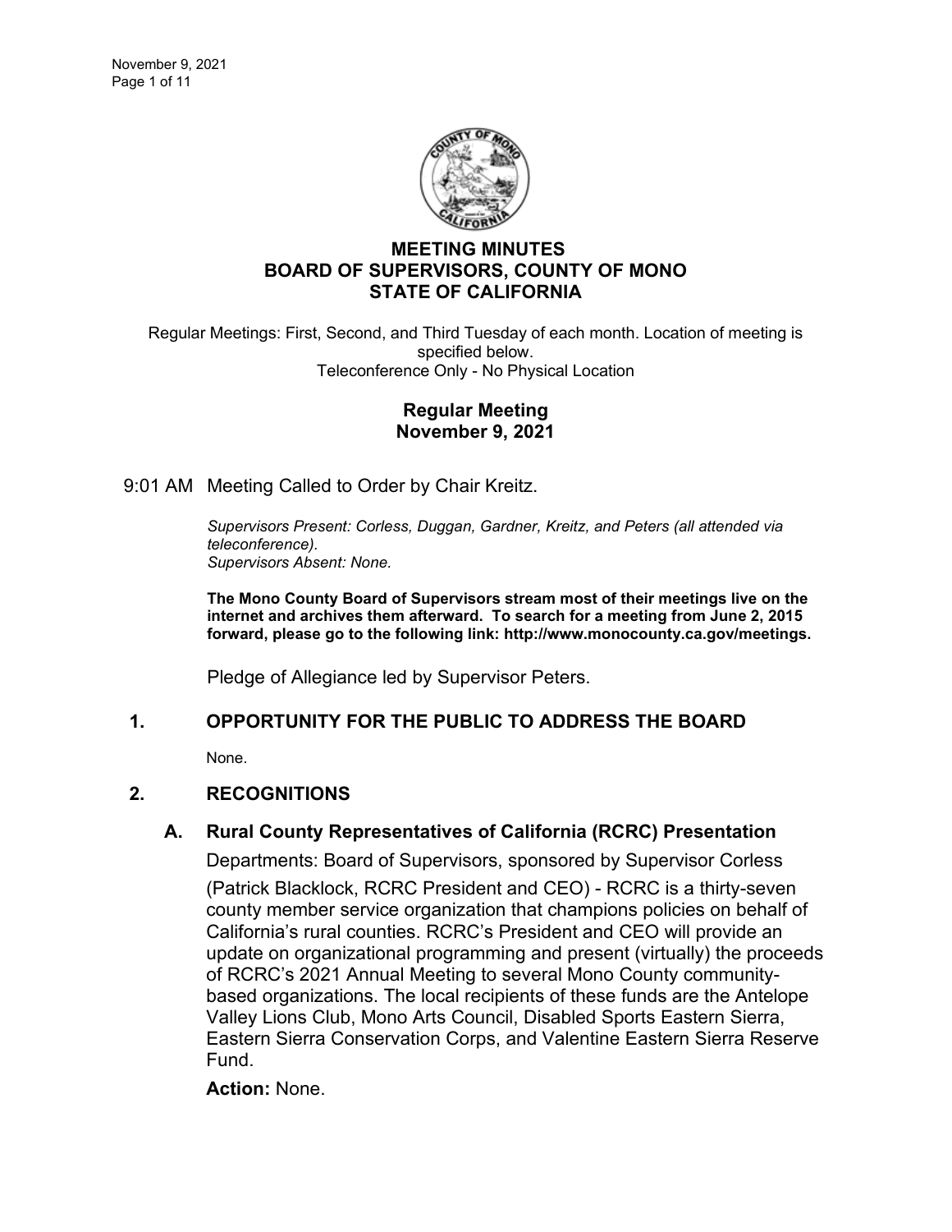# MEETING MINUTES
# BOARD OF SUPERVISORS, COUNTY OF MONO
# STATE OF CALIFORNIA

Regular Meetings: First, Second, and Third Tuesday of each month. Location of meeting is specified below.
Teleconference Only - No Physical Location

## Regular Meeting
## November 9, 2021

9:01 AM Meeting Called to Order by Chair Kreitz.

*Supervisors Present: Corless, Duggan, Gardner, Kreitz, and Peters (all attended via teleconference).*
*Supervisors Absent: None.*

**The Mono County Board of Supervisors stream most of their meetings live on the internet and archives them afterward. To search for a meeting from June 2, 2015 forward, please go to the following link: http://www.monocounty.ca.gov/meetings.**

Pledge of Allegiance led by Supervisor Peters.

## 1. OPPORTUNITY FOR THE PUBLIC TO ADDRESS THE BOARD

None.

## 2. RECOGNITIONS

### A. Rural County Representatives of California (RCRC) Presentation

Departments: Board of Supervisors, sponsored by Supervisor Corless

(Patrick Blacklock, RCRC President and CEO) - RCRC is a thirty-seven county member service organization that champions policies on behalf of California's rural counties. RCRC's President and CEO will provide an update on organizational programming and present (virtually) the proceeds of RCRC's 2021 Annual Meeting to several Mono County community-based organizations. The local recipients of these funds are the Antelope Valley Lions Club, Mono Arts Council, Disabled Sports Eastern Sierra, Eastern Sierra Conservation Corps, and Valentine Eastern Sierra Reserve Fund.

**Action:** None.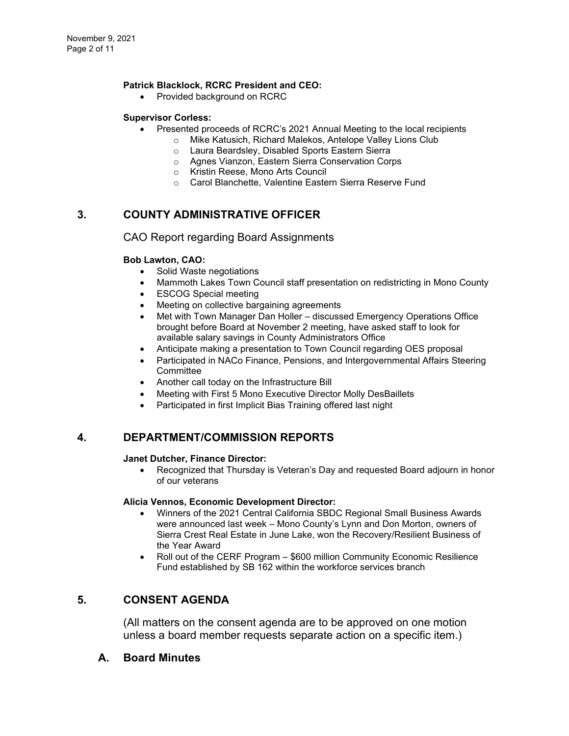**Patrick Blacklock, RCRC President and CEO:**

- Provided background on RCRC

**Supervisor Corless:**

- Presented proceeds of RCRC's 2021 Annual Meeting to the local recipients
  - Mike Katusich, Richard Malekos, Antelope Valley Lions Club
  - Laura Beardsley, Disabled Sports Eastern Sierra
  - Agnes Vianzon, Eastern Sierra Conservation Corps
  - Kristin Reese, Mono Arts Council
  - Carol Blanchette, Valentine Eastern Sierra Reserve Fund

## 3. COUNTY ADMINISTRATIVE OFFICER

CAO Report regarding Board Assignments

**Bob Lawton, CAO:**

- Solid Waste negotiations
- Mammoth Lakes Town Council staff presentation on redistricting in Mono County
- ESCOG Special meeting
- Meeting on collective bargaining agreements
- Met with Town Manager Dan Holler – discussed Emergency Operations Office brought before Board at November 2 meeting, have asked staff to look for available salary savings in County Administrators Office
- Anticipate making a presentation to Town Council regarding OES proposal
- Participated in NACo Finance, Pensions, and Intergovernmental Affairs Steering Committee
- Another call today on the Infrastructure Bill
- Meeting with First 5 Mono Executive Director Molly DesBaillets
- Participated in first Implicit Bias Training offered last night

## 4. DEPARTMENT/COMMISSION REPORTS

**Janet Dutcher, Finance Director:**

- Recognized that Thursday is Veteran's Day and requested Board adjourn in honor of our veterans

**Alicia Vennos, Economic Development Director:**

- Winners of the 2021 Central California SBDC Regional Small Business Awards were announced last week – Mono County's Lynn and Don Morton, owners of Sierra Crest Real Estate in June Lake, won the Recovery/Resilient Business of the Year Award
- Roll out of the CERF Program – $600 million Community Economic Resilience Fund established by SB 162 within the workforce services branch

## 5. CONSENT AGENDA

(All matters on the consent agenda are to be approved on one motion unless a board member requests separate action on a specific item.)

### A. Board Minutes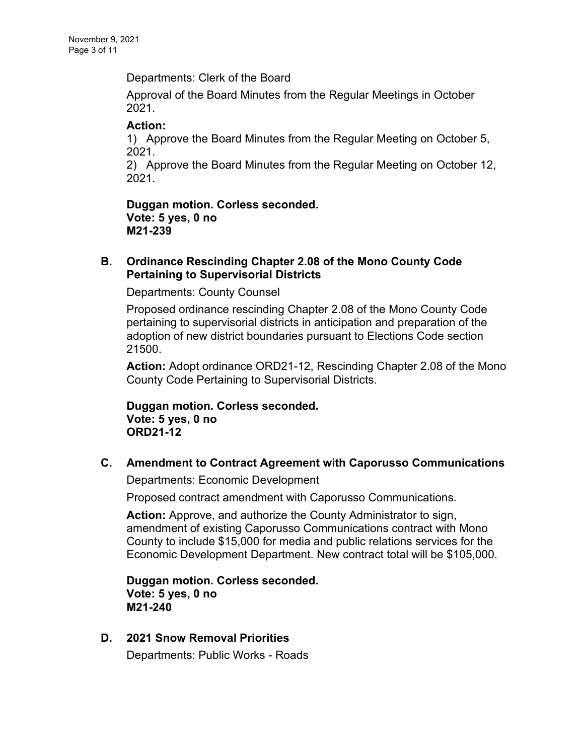Departments: Clerk of the Board

Approval of the Board Minutes from the Regular Meetings in October 2021.

**Action:**
1) Approve the Board Minutes from the Regular Meeting on October 5, 2021.
2) Approve the Board Minutes from the Regular Meeting on October 12, 2021.

**Duggan motion. Corless seconded.**
**Vote: 5 yes, 0 no**
**M21-239**

### B. Ordinance Rescinding Chapter 2.08 of the Mono County Code Pertaining to Supervisorial Districts

Departments: County Counsel

Proposed ordinance rescinding Chapter 2.08 of the Mono County Code pertaining to supervisorial districts in anticipation and preparation of the adoption of new district boundaries pursuant to Elections Code section 21500.

**Action:** Adopt ordinance ORD21-12, Rescinding Chapter 2.08 of the Mono County Code Pertaining to Supervisorial Districts.

**Duggan motion. Corless seconded.**
**Vote: 5 yes, 0 no**
**ORD21-12**

### C. Amendment to Contract Agreement with Caporusso Communications

Departments: Economic Development

Proposed contract amendment with Caporusso Communications.

**Action:** Approve, and authorize the County Administrator to sign, amendment of existing Caporusso Communications contract with Mono County to include $15,000 for media and public relations services for the Economic Development Department. New contract total will be $105,000.

**Duggan motion. Corless seconded.**
**Vote: 5 yes, 0 no**
**M21-240**

### D. 2021 Snow Removal Priorities

Departments: Public Works - Roads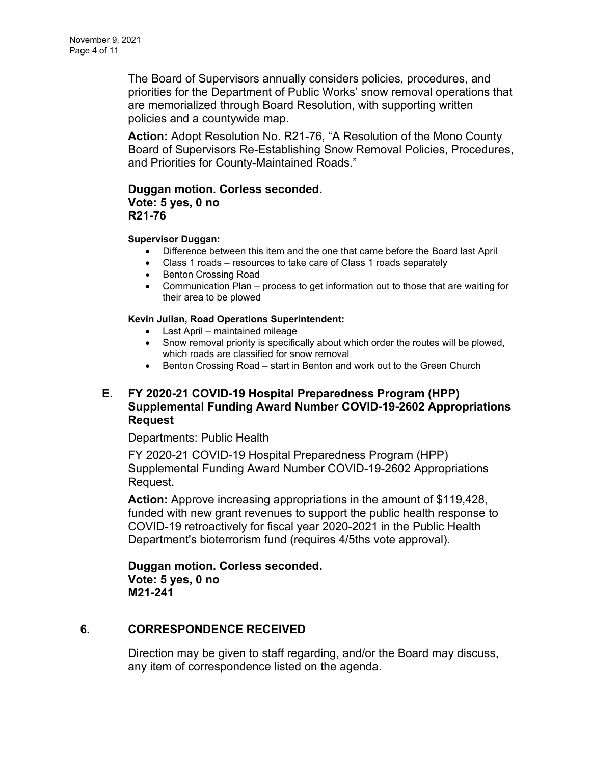The Board of Supervisors annually considers policies, procedures, and priorities for the Department of Public Works' snow removal operations that are memorialized through Board Resolution, with supporting written policies and a countywide map.

**Action:** Adopt Resolution No. R21-76, "A Resolution of the Mono County Board of Supervisors Re-Establishing Snow Removal Policies, Procedures, and Priorities for County-Maintained Roads."

**Duggan motion. Corless seconded.**
**Vote: 5 yes, 0 no**
**R21-76**

**Supervisor Duggan:**

- Difference between this item and the one that came before the Board last April
- Class 1 roads – resources to take care of Class 1 roads separately
- Benton Crossing Road
- Communication Plan – process to get information out to those that are waiting for their area to be plowed

**Kevin Julian, Road Operations Superintendent:**

- Last April – maintained mileage
- Snow removal priority is specifically about which order the routes will be plowed, which roads are classified for snow removal
- Benton Crossing Road – start in Benton and work out to the Green Church

### E. FY 2020-21 COVID-19 Hospital Preparedness Program (HPP) Supplemental Funding Award Number COVID-19-2602 Appropriations Request

Departments: Public Health

FY 2020-21 COVID-19 Hospital Preparedness Program (HPP) Supplemental Funding Award Number COVID-19-2602 Appropriations Request.

**Action:** Approve increasing appropriations in the amount of $119,428, funded with new grant revenues to support the public health response to COVID-19 retroactively for fiscal year 2020-2021 in the Public Health Department's bioterrorism fund (requires 4/5ths vote approval).

**Duggan motion. Corless seconded.**
**Vote: 5 yes, 0 no**
**M21-241**

## 6. CORRESPONDENCE RECEIVED

Direction may be given to staff regarding, and/or the Board may discuss, any item of correspondence listed on the agenda.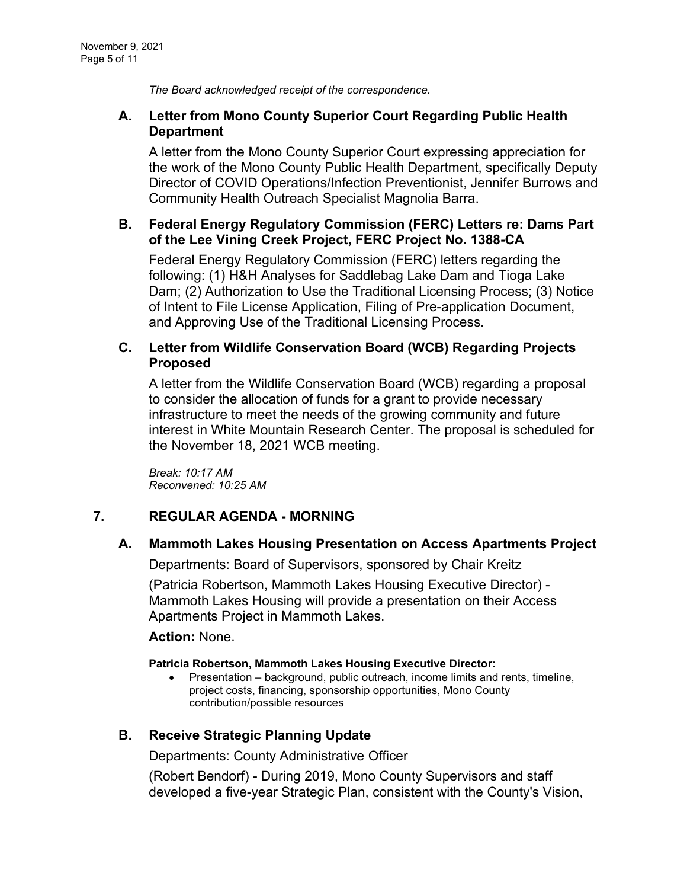*The Board acknowledged receipt of the correspondence.*

### A. Letter from Mono County Superior Court Regarding Public Health Department

A letter from the Mono County Superior Court expressing appreciation for the work of the Mono County Public Health Department, specifically Deputy Director of COVID Operations/Infection Preventionist, Jennifer Burrows and Community Health Outreach Specialist Magnolia Barra.

### B. Federal Energy Regulatory Commission (FERC) Letters re: Dams Part of the Lee Vining Creek Project, FERC Project No. 1388-CA

Federal Energy Regulatory Commission (FERC) letters regarding the following: (1) H&H Analyses for Saddlebag Lake Dam and Tioga Lake Dam; (2) Authorization to Use the Traditional Licensing Process; (3) Notice of Intent to File License Application, Filing of Pre-application Document, and Approving Use of the Traditional Licensing Process.

### C. Letter from Wildlife Conservation Board (WCB) Regarding Projects Proposed

A letter from the Wildlife Conservation Board (WCB) regarding a proposal to consider the allocation of funds for a grant to provide necessary infrastructure to meet the needs of the growing community and future interest in White Mountain Research Center. The proposal is scheduled for the November 18, 2021 WCB meeting.

*Break: 10:17 AM*
*Reconvened: 10:25 AM*

## 7. REGULAR AGENDA - MORNING

### A. Mammoth Lakes Housing Presentation on Access Apartments Project

Departments: Board of Supervisors, sponsored by Chair Kreitz

(Patricia Robertson, Mammoth Lakes Housing Executive Director) - Mammoth Lakes Housing will provide a presentation on their Access Apartments Project in Mammoth Lakes.

**Action:** None.

**Patricia Robertson, Mammoth Lakes Housing Executive Director:**

- Presentation – background, public outreach, income limits and rents, timeline, project costs, financing, sponsorship opportunities, Mono County contribution/possible resources

### B. Receive Strategic Planning Update

Departments: County Administrative Officer

(Robert Bendorf) - During 2019, Mono County Supervisors and staff developed a five-year Strategic Plan, consistent with the County's Vision,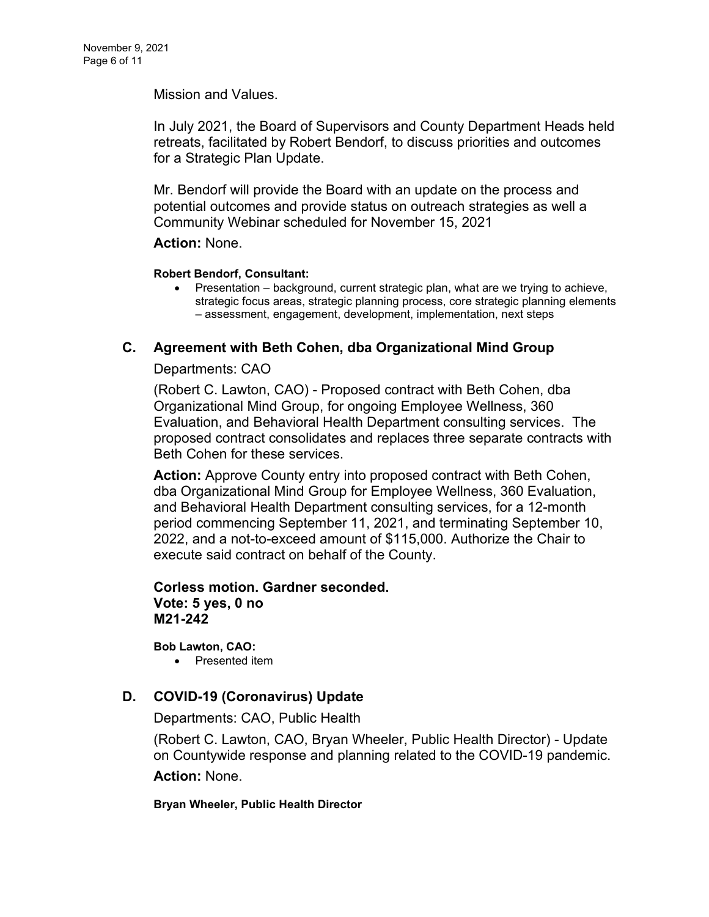Mission and Values.

In July 2021, the Board of Supervisors and County Department Heads held retreats, facilitated by Robert Bendorf, to discuss priorities and outcomes for a Strategic Plan Update.

Mr. Bendorf will provide the Board with an update on the process and potential outcomes and provide status on outreach strategies as well a Community Webinar scheduled for November 15, 2021

**Action:** None.

**Robert Bendorf, Consultant:**

- Presentation – background, current strategic plan, what are we trying to achieve, strategic focus areas, strategic planning process, core strategic planning elements – assessment, engagement, development, implementation, next steps

## C. Agreement with Beth Cohen, dba Organizational Mind Group

Departments: CAO

(Robert C. Lawton, CAO) - Proposed contract with Beth Cohen, dba Organizational Mind Group, for ongoing Employee Wellness, 360 Evaluation, and Behavioral Health Department consulting services. The proposed contract consolidates and replaces three separate contracts with Beth Cohen for these services.

**Action:** Approve County entry into proposed contract with Beth Cohen, dba Organizational Mind Group for Employee Wellness, 360 Evaluation, and Behavioral Health Department consulting services, for a 12-month period commencing September 11, 2021, and terminating September 10, 2022, and a not-to-exceed amount of $115,000. Authorize the Chair to execute said contract on behalf of the County.

**Corless motion. Gardner seconded.**
**Vote: 5 yes, 0 no**
**M21-242**

**Bob Lawton, CAO:**

- Presented item

## D. COVID-19 (Coronavirus) Update

Departments: CAO, Public Health

(Robert C. Lawton, CAO, Bryan Wheeler, Public Health Director) - Update on Countywide response and planning related to the COVID-19 pandemic.

**Action:** None.

**Bryan Wheeler, Public Health Director**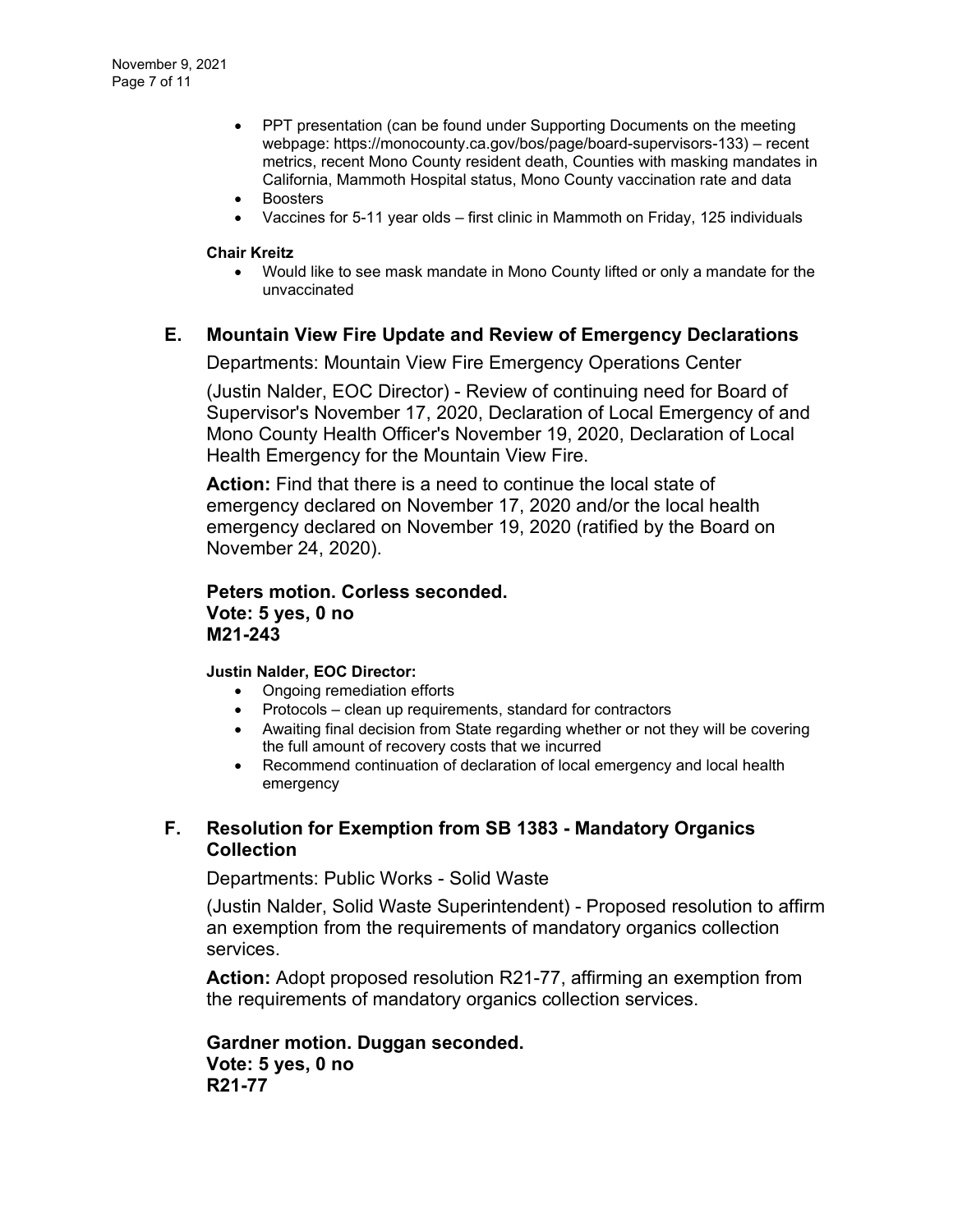- PPT presentation (can be found under Supporting Documents on the meeting webpage: https://monocounty.ca.gov/bos/page/board-supervisors-133) – recent metrics, recent Mono County resident death, Counties with masking mandates in California, Mammoth Hospital status, Mono County vaccination rate and data
- Boosters
- Vaccines for 5-11 year olds – first clinic in Mammoth on Friday, 125 individuals

**Chair Kreitz**

- Would like to see mask mandate in Mono County lifted or only a mandate for the unvaccinated

## E. Mountain View Fire Update and Review of Emergency Declarations

Departments: Mountain View Fire Emergency Operations Center

(Justin Nalder, EOC Director) - Review of continuing need for Board of Supervisor's November 17, 2020, Declaration of Local Emergency of and Mono County Health Officer's November 19, 2020, Declaration of Local Health Emergency for the Mountain View Fire.

**Action:** Find that there is a need to continue the local state of emergency declared on November 17, 2020 and/or the local health emergency declared on November 19, 2020 (ratified by the Board on November 24, 2020).

**Peters motion. Corless seconded.**
**Vote: 5 yes, 0 no**
**M21-243**

**Justin Nalder, EOC Director:**

- Ongoing remediation efforts
- Protocols – clean up requirements, standard for contractors
- Awaiting final decision from State regarding whether or not they will be covering the full amount of recovery costs that we incurred
- Recommend continuation of declaration of local emergency and local health emergency

## F. Resolution for Exemption from SB 1383 - Mandatory Organics Collection

Departments: Public Works - Solid Waste

(Justin Nalder, Solid Waste Superintendent) - Proposed resolution to affirm an exemption from the requirements of mandatory organics collection services.

**Action:** Adopt proposed resolution R21-77, affirming an exemption from the requirements of mandatory organics collection services.

**Gardner motion. Duggan seconded.**
**Vote: 5 yes, 0 no**
**R21-77**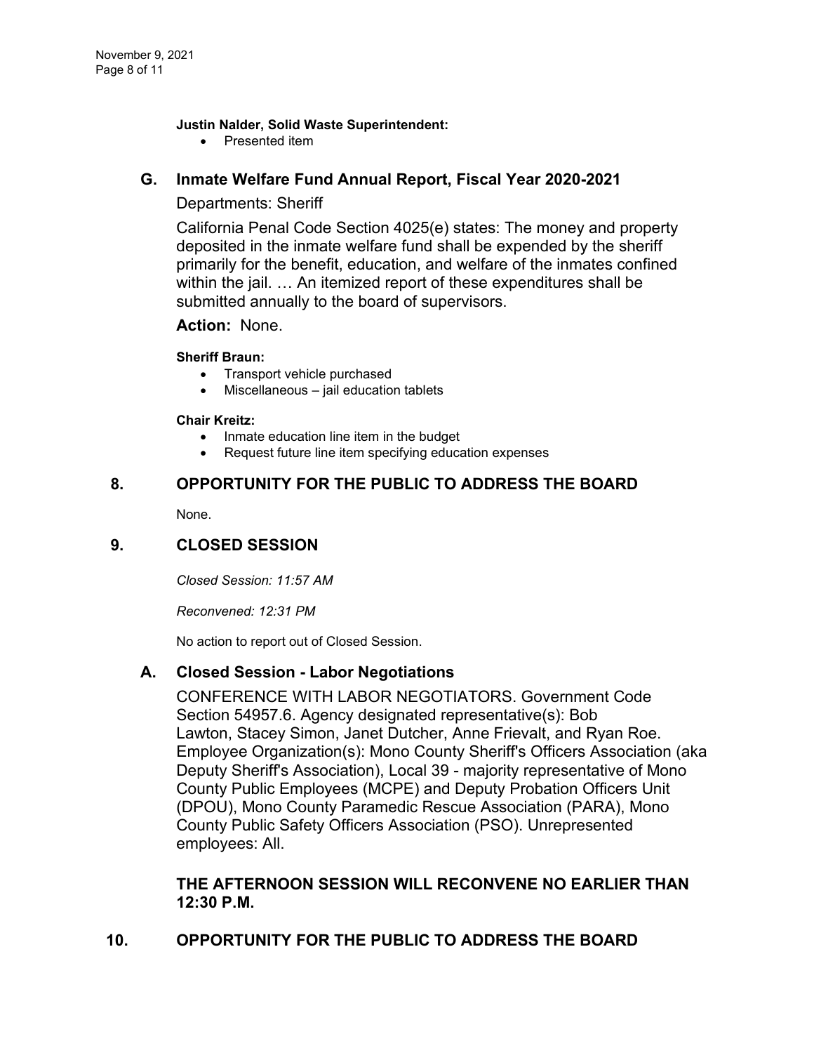**Justin Nalder, Solid Waste Superintendent:**

- Presented item

### G. Inmate Welfare Fund Annual Report, Fiscal Year 2020-2021

Departments: Sheriff

California Penal Code Section 4025(e) states: The money and property deposited in the inmate welfare fund shall be expended by the sheriff primarily for the benefit, education, and welfare of the inmates confined within the jail. … An itemized report of these expenditures shall be submitted annually to the board of supervisors.

**Action:** None.

**Sheriff Braun:**

- Transport vehicle purchased
- Miscellaneous – jail education tablets

**Chair Kreitz:**

- Inmate education line item in the budget
- Request future line item specifying education expenses

## 8. OPPORTUNITY FOR THE PUBLIC TO ADDRESS THE BOARD

None.

## 9. CLOSED SESSION

*Closed Session: 11:57 AM*

*Reconvened: 12:31 PM*

No action to report out of Closed Session.

### A. Closed Session - Labor Negotiations

CONFERENCE WITH LABOR NEGOTIATORS. Government Code Section 54957.6. Agency designated representative(s): Bob Lawton, Stacey Simon, Janet Dutcher, Anne Frievalt, and Ryan Roe. Employee Organization(s): Mono County Sheriff's Officers Association (aka Deputy Sheriff's Association), Local 39 - majority representative of Mono County Public Employees (MCPE) and Deputy Probation Officers Unit (DPOU), Mono County Paramedic Rescue Association (PARA), Mono County Public Safety Officers Association (PSO). Unrepresented employees: All.

**THE AFTERNOON SESSION WILL RECONVENE NO EARLIER THAN 12:30 P.M.**

## 10. OPPORTUNITY FOR THE PUBLIC TO ADDRESS THE BOARD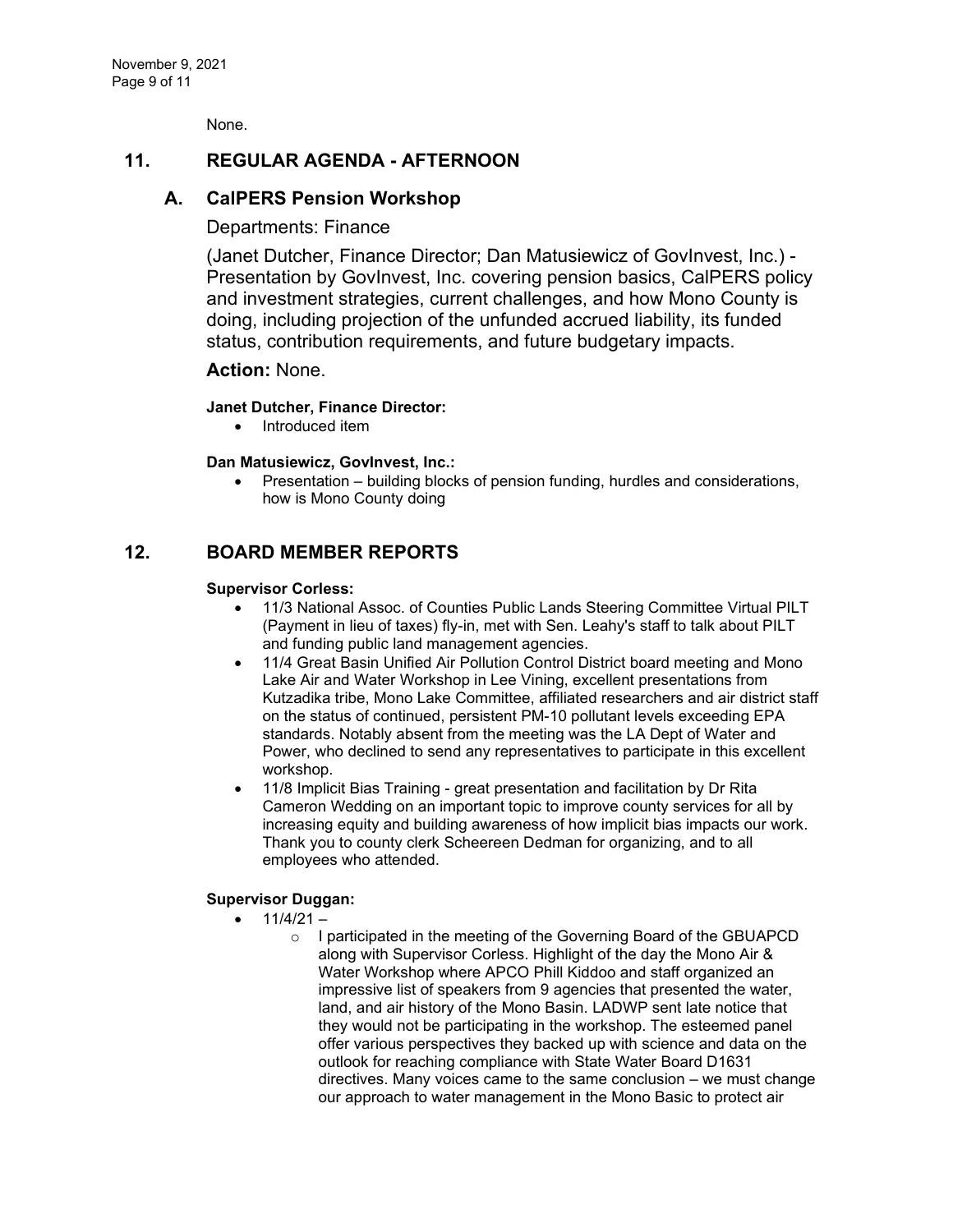None.

## 11. REGULAR AGENDA - AFTERNOON

### A. CalPERS Pension Workshop

Departments: Finance

(Janet Dutcher, Finance Director; Dan Matusiewicz of GovInvest, Inc.) - Presentation by GovInvest, Inc. covering pension basics, CalPERS policy and investment strategies, current challenges, and how Mono County is doing, including projection of the unfunded accrued liability, its funded status, contribution requirements, and future budgetary impacts.

**Action:** None.

**Janet Dutcher, Finance Director:**

- Introduced item

**Dan Matusiewicz, GovInvest, Inc.:**

- Presentation – building blocks of pension funding, hurdles and considerations, how is Mono County doing

## 12. BOARD MEMBER REPORTS

**Supervisor Corless:**

- 11/3 National Assoc. of Counties Public Lands Steering Committee Virtual PILT (Payment in lieu of taxes) fly-in, met with Sen. Leahy's staff to talk about PILT and funding public land management agencies.
- 11/4 Great Basin Unified Air Pollution Control District board meeting and Mono Lake Air and Water Workshop in Lee Vining, excellent presentations from Kutzadika tribe, Mono Lake Committee, affiliated researchers and air district staff on the status of continued, persistent PM-10 pollutant levels exceeding EPA standards. Notably absent from the meeting was the LA Dept of Water and Power, who declined to send any representatives to participate in this excellent workshop.
- 11/8 Implicit Bias Training - great presentation and facilitation by Dr Rita Cameron Wedding on an important topic to improve county services for all by increasing equity and building awareness of how implicit bias impacts our work. Thank you to county clerk Scheereen Dedman for organizing, and to all employees who attended.

**Supervisor Duggan:**

- 11/4/21 –
  - I participated in the meeting of the Governing Board of the GBUAPCD along with Supervisor Corless. Highlight of the day the Mono Air & Water Workshop where APCO Phill Kiddoo and staff organized an impressive list of speakers from 9 agencies that presented the water, land, and air history of the Mono Basin. LADWP sent late notice that they would not be participating in the workshop. The esteemed panel offer various perspectives they backed up with science and data on the outlook for reaching compliance with State Water Board D1631 directives. Many voices came to the same conclusion – we must change our approach to water management in the Mono Basic to protect air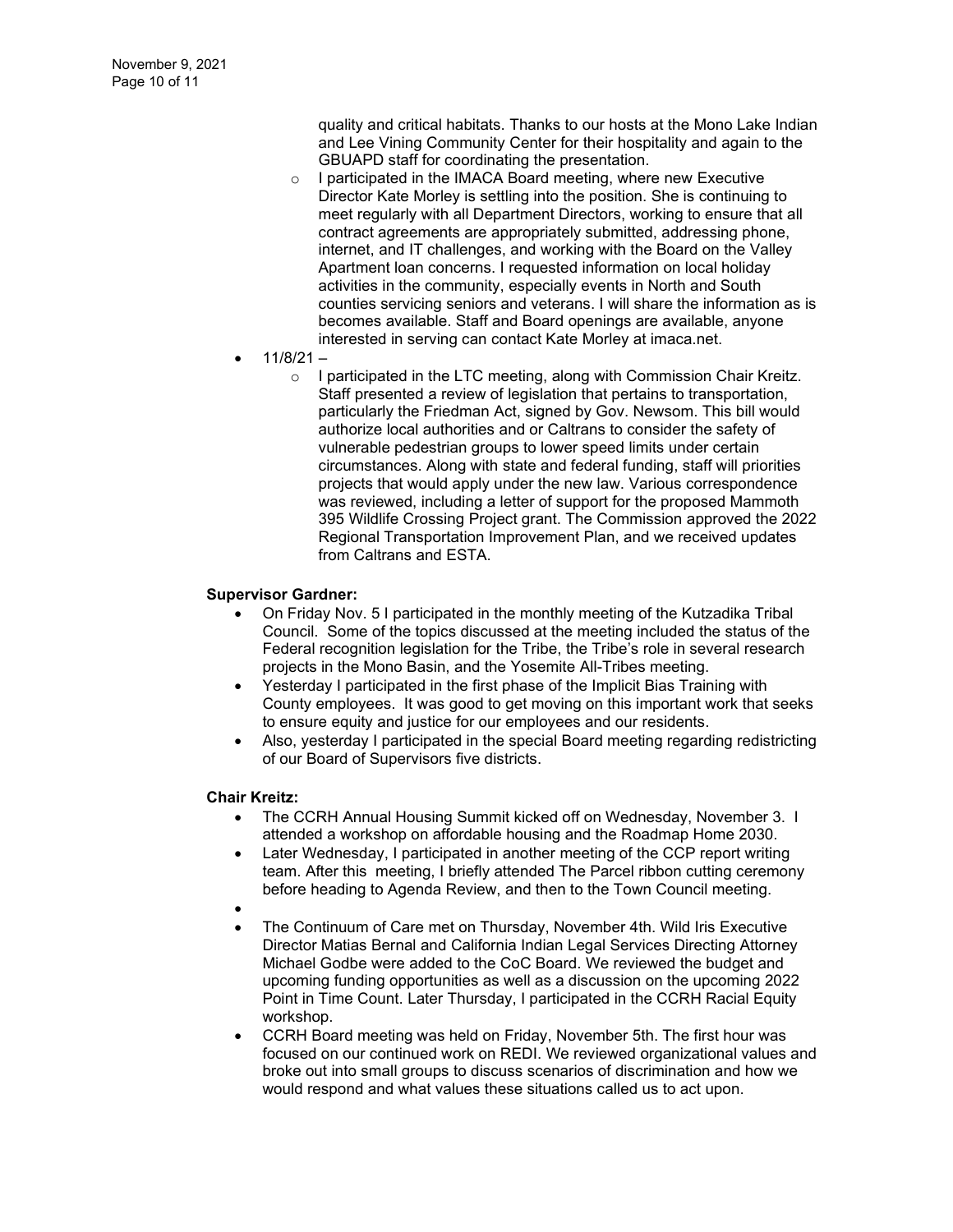quality and critical habitats. Thanks to our hosts at the Mono Lake Indian and Lee Vining Community Center for their hospitality and again to the GBUAPD staff for coordinating the presentation.

  - I participated in the IMACA Board meeting, where new Executive Director Kate Morley is settling into the position. She is continuing to meet regularly with all Department Directors, working to ensure that all contract agreements are appropriately submitted, addressing phone, internet, and IT challenges, and working with the Board on the Valley Apartment loan concerns. I requested information on local holiday activities in the community, especially events in North and South counties servicing seniors and veterans. I will share the information as is becomes available. Staff and Board openings are available, anyone interested in serving can contact Kate Morley at imaca.net.
- 11/8/21 –
  - I participated in the LTC meeting, along with Commission Chair Kreitz. Staff presented a review of legislation that pertains to transportation, particularly the Friedman Act, signed by Gov. Newsom. This bill would authorize local authorities and or Caltrans to consider the safety of vulnerable pedestrian groups to lower speed limits under certain circumstances. Along with state and federal funding, staff will priorities projects that would apply under the new law. Various correspondence was reviewed, including a letter of support for the proposed Mammoth 395 Wildlife Crossing Project grant. The Commission approved the 2022 Regional Transportation Improvement Plan, and we received updates from Caltrans and ESTA.

**Supervisor Gardner:**

- On Friday Nov. 5 I participated in the monthly meeting of the Kutzadika Tribal Council. Some of the topics discussed at the meeting included the status of the Federal recognition legislation for the Tribe, the Tribe's role in several research projects in the Mono Basin, and the Yosemite All-Tribes meeting.
- Yesterday I participated in the first phase of the Implicit Bias Training with County employees. It was good to get moving on this important work that seeks to ensure equity and justice for our employees and our residents.
- Also, yesterday I participated in the special Board meeting regarding redistricting of our Board of Supervisors five districts.

**Chair Kreitz:**

- The CCRH Annual Housing Summit kicked off on Wednesday, November 3. I attended a workshop on affordable housing and the Roadmap Home 2030.
- Later Wednesday, I participated in another meeting of the CCP report writing team. After this meeting, I briefly attended The Parcel ribbon cutting ceremony before heading to Agenda Review, and then to the Town Council meeting.
- 
- The Continuum of Care met on Thursday, November 4th. Wild Iris Executive Director Matias Bernal and California Indian Legal Services Directing Attorney Michael Godbe were added to the CoC Board. We reviewed the budget and upcoming funding opportunities as well as a discussion on the upcoming 2022 Point in Time Count. Later Thursday, I participated in the CCRH Racial Equity workshop.
- CCRH Board meeting was held on Friday, November 5th. The first hour was focused on our continued work on REDI. We reviewed organizational values and broke out into small groups to discuss scenarios of discrimination and how we would respond and what values these situations called us to act upon.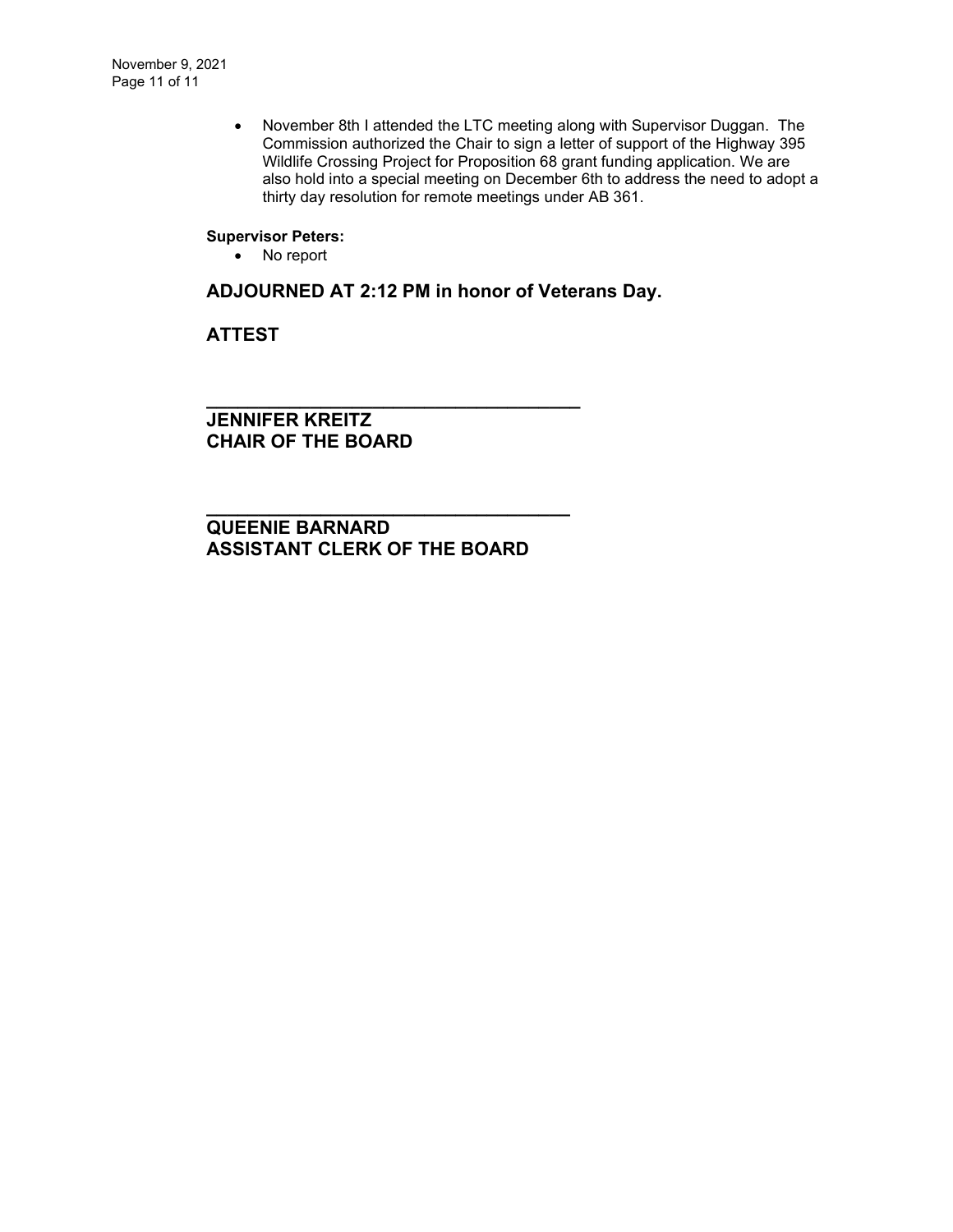- November 8th I attended the LTC meeting along with Supervisor Duggan. The Commission authorized the Chair to sign a letter of support of the Highway 395 Wildlife Crossing Project for Proposition 68 grant funding application. We are also hold into a special meeting on December 6th to address the need to adopt a thirty day resolution for remote meetings under AB 361.

**Supervisor Peters:**

- No report

**ADJOURNED AT 2:12 PM in honor of Veterans Day.**

**ATTEST**

\_\_\_\_\_\_\_\_\_\_\_\_\_\_\_\_\_\_\_\_\_\_\_\_\_\_\_\_\_\_\_\_\_\_\_\_\_\_

**JENNIFER KREITZ**
**CHAIR OF THE BOARD**

\_\_\_\_\_\_\_\_\_\_\_\_\_\_\_\_\_\_\_\_\_\_\_\_\_\_\_\_\_\_\_\_\_\_\_\_\_

**QUEENIE BARNARD**
**ASSISTANT CLERK OF THE BOARD**